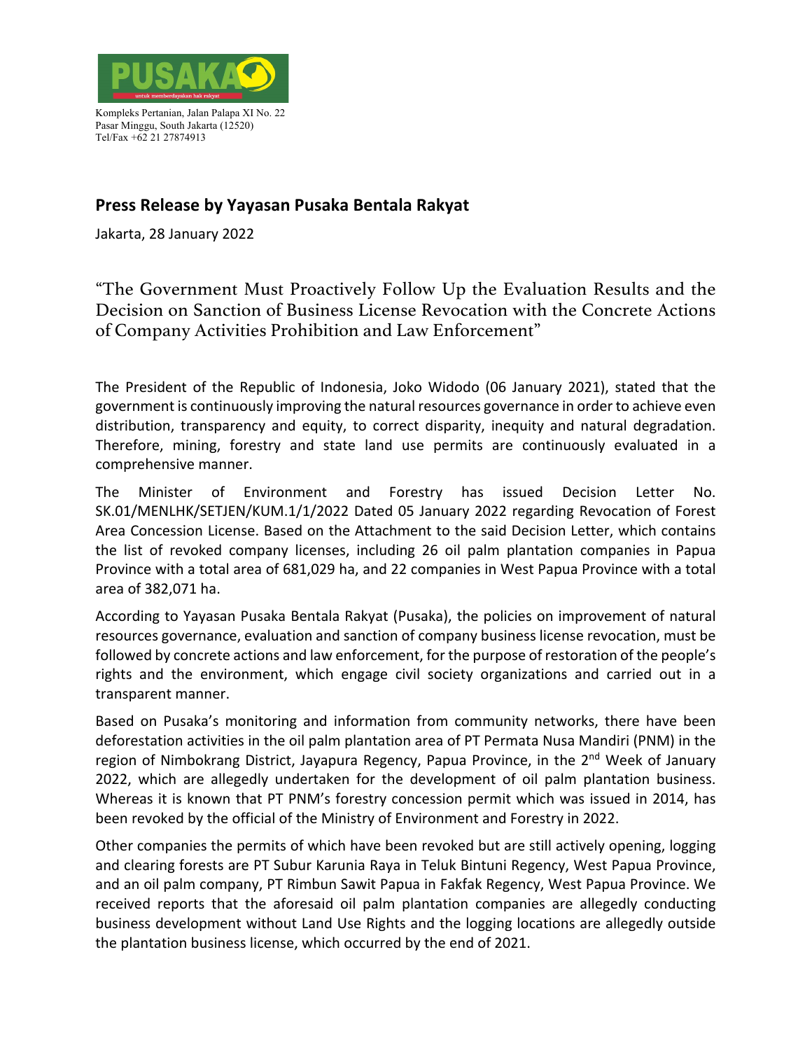PUSAKA

untuk memberdayakan hak rakyat

Kompleks Pertanian, Jalan Palapa XI No. 22
Pasar Minggu, South Jakarta (12520)
Tel/Fax +62 21 27874913

## Press Release by Yayasan Pusaka Bentala Rakyat

Jakarta, 28 January 2022

# "The Government Must Proactively Follow Up the Evaluation Results and the Decision on Sanction of Business License Revocation with the Concrete Actions of Company Activities Prohibition and Law Enforcement"

The President of the Republic of Indonesia, Joko Widodo (06 January 2021), stated that the government is continuously improving the natural resources governance in order to achieve even distribution, transparency and equity, to correct disparity, inequity and natural degradation. Therefore, mining, forestry and state land use permits are continuously evaluated in a comprehensive manner.

The Minister of Environment and Forestry has issued Decision Letter No. SK.01/MENLHK/SETJEN/KUM.1/1/2022 Dated 05 January 2022 regarding Revocation of Forest Area Concession License. Based on the Attachment to the said Decision Letter, which contains the list of revoked company licenses, including 26 oil palm plantation companies in Papua Province with a total area of 681,029 ha, and 22 companies in West Papua Province with a total area of 382,071 ha.

According to Yayasan Pusaka Bentala Rakyat (Pusaka), the policies on improvement of natural resources governance, evaluation and sanction of company business license revocation, must be followed by concrete actions and law enforcement, for the purpose of restoration of the people's rights and the environment, which engage civil society organizations and carried out in a transparent manner.

Based on Pusaka's monitoring and information from community networks, there have been deforestation activities in the oil palm plantation area of PT Permata Nusa Mandiri (PNM) in the region of Nimbokrang District, Jayapura Regency, Papua Province, in the 2nd Week of January 2022, which are allegedly undertaken for the development of oil palm plantation business. Whereas it is known that PT PNM's forestry concession permit which was issued in 2014, has been revoked by the official of the Ministry of Environment and Forestry in 2022.

Other companies the permits of which have been revoked but are still actively opening, logging and clearing forests are PT Subur Karunia Raya in Teluk Bintuni Regency, West Papua Province, and an oil palm company, PT Rimbun Sawit Papua in Fakfak Regency, West Papua Province. We received reports that the aforesaid oil palm plantation companies are allegedly conducting business development without Land Use Rights and the logging locations are allegedly outside the plantation business license, which occurred by the end of 2021.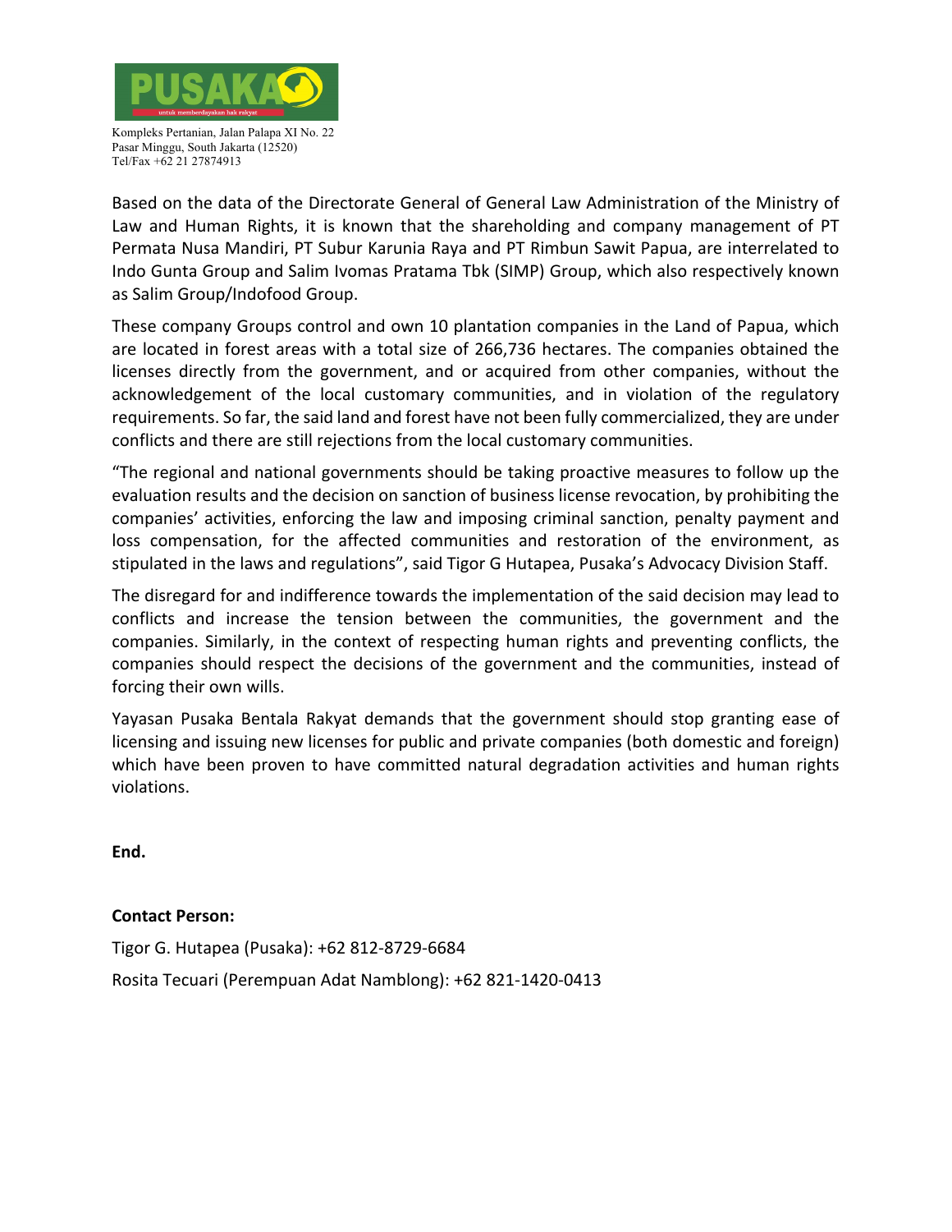Kompleks Pertanian, Jalan Palapa XI No. 22
Pasar Minggu, South Jakarta (12520)
Tel/Fax +62 21 27874913

Based on the data of the Directorate General of General Law Administration of the Ministry of Law and Human Rights, it is known that the shareholding and company management of PT Permata Nusa Mandiri, PT Subur Karunia Raya and PT Rimbun Sawit Papua, are interrelated to Indo Gunta Group and Salim Ivomas Pratama Tbk (SIMP) Group, which also respectively known as Salim Group/Indofood Group.

These company Groups control and own 10 plantation companies in the Land of Papua, which are located in forest areas with a total size of 266,736 hectares. The companies obtained the licenses directly from the government, and or acquired from other companies, without the acknowledgement of the local customary communities, and in violation of the regulatory requirements. So far, the said land and forest have not been fully commercialized, they are under conflicts and there are still rejections from the local customary communities.

"The regional and national governments should be taking proactive measures to follow up the evaluation results and the decision on sanction of business license revocation, by prohibiting the companies' activities, enforcing the law and imposing criminal sanction, penalty payment and loss compensation, for the affected communities and restoration of the environment, as stipulated in the laws and regulations", said Tigor G Hutapea, Pusaka's Advocacy Division Staff.

The disregard for and indifference towards the implementation of the said decision may lead to conflicts and increase the tension between the communities, the government and the companies. Similarly, in the context of respecting human rights and preventing conflicts, the companies should respect the decisions of the government and the communities, instead of forcing their own wills.

Yayasan Pusaka Bentala Rakyat demands that the government should stop granting ease of licensing and issuing new licenses for public and private companies (both domestic and foreign) which have been proven to have committed natural degradation activities and human rights violations.

**End.**

**Contact Person:**

Tigor G. Hutapea (Pusaka): +62 812-8729-6684

Rosita Tecuari (Perempuan Adat Namblong): +62 821-1420-0413